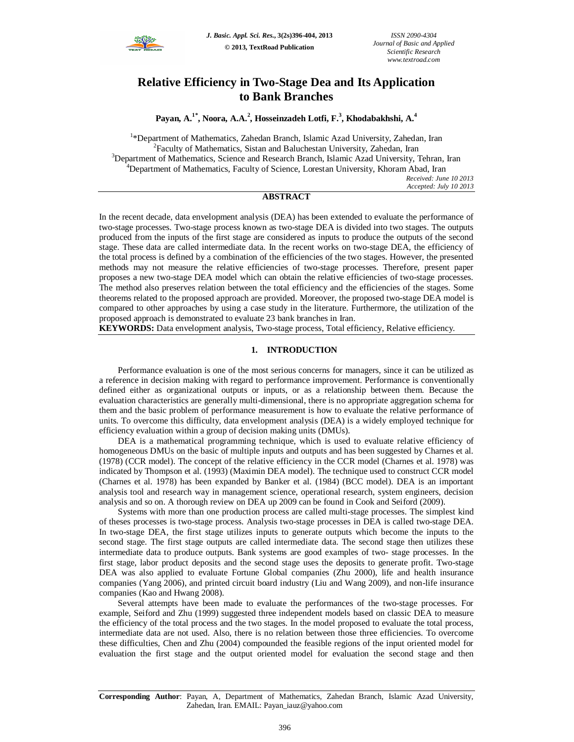# Relative Efficiency in Two-Stage Dea and Its Application to Bank Branches

**Payan, A.[1*], Noora, A.A.[2], Hosseinzadeh Lotfi, F.[3], Khodabakhshi, A.[4]**

[1]*Department of Mathematics, Zahedan Branch, Islamic Azad University, Zahedan, Iran
[2]Faculty of Mathematics, Sistan and Baluchestan University, Zahedan, Iran
[3]Department of Mathematics, Science and Research Branch, Islamic Azad University, Tehran, Iran
[4]Department of Mathematics, Faculty of Science, Lorestan University, Khoram Abad, Iran

*Received: June 10 2013*
*Accepted: July 10 2013*

## ABSTRACT

In the recent decade, data envelopment analysis (DEA) has been extended to evaluate the performance of two-stage processes. Two-stage process known as two-stage DEA is divided into two stages. The outputs produced from the inputs of the first stage are considered as inputs to produce the outputs of the second stage. These data are called intermediate data. In the recent works on two-stage DEA, the efficiency of the total process is defined by a combination of the efficiencies of the two stages. However, the presented methods may not measure the relative efficiencies of two-stage processes. Therefore, present paper proposes a new two-stage DEA model which can obtain the relative efficiencies of two-stage processes. The method also preserves relation between the total efficiency and the efficiencies of the stages. Some theorems related to the proposed approach are provided. Moreover, the proposed two-stage DEA model is compared to other approaches by using a case study in the literature. Furthermore, the utilization of the proposed approach is demonstrated to evaluate 23 bank branches in Iran.

**KEYWORDS:** Data envelopment analysis, Two-stage process, Total efficiency, Relative efficiency.

## 1. INTRODUCTION

Performance evaluation is one of the most serious concerns for managers, since it can be utilized as a reference in decision making with regard to performance improvement. Performance is conventionally defined either as organizational outputs or inputs, or as a relationship between them. Because the evaluation characteristics are generally multi-dimensional, there is no appropriate aggregation schema for them and the basic problem of performance measurement is how to evaluate the relative performance of units. To overcome this difficulty, data envelopment analysis (DEA) is a widely employed technique for efficiency evaluation within a group of decision making units (DMUs).

DEA is a mathematical programming technique, which is used to evaluate relative efficiency of homogeneous DMUs on the basic of multiple inputs and outputs and has been suggested by Charnes et al. (1978) (CCR model). The concept of the relative efficiency in the CCR model (Charnes et al. 1978) was indicated by Thompson et al. (1993) (Maximin DEA model). The technique used to construct CCR model (Charnes et al. 1978) has been expanded by Banker et al. (1984) (BCC model). DEA is an important analysis tool and research way in management science, operational research, system engineers, decision analysis and so on. A thorough review on DEA up 2009 can be found in Cook and Seiford (2009).

Systems with more than one production process are called multi-stage processes. The simplest kind of theses processes is two-stage process. Analysis two-stage processes in DEA is called two-stage DEA. In two-stage DEA, the first stage utilizes inputs to generate outputs which become the inputs to the second stage. The first stage outputs are called intermediate data. The second stage then utilizes these intermediate data to produce outputs. Bank systems are good examples of two- stage processes. In the first stage, labor product deposits and the second stage uses the deposits to generate profit. Two-stage DEA was also applied to evaluate Fortune Global companies (Zhu 2000), life and health insurance companies (Yang 2006), and printed circuit board industry (Liu and Wang 2009), and non-life insurance companies (Kao and Hwang 2008).

Several attempts have been made to evaluate the performances of the two-stage processes. For example, Seiford and Zhu (1999) suggested three independent models based on classic DEA to measure the efficiency of the total process and the two stages. In the model proposed to evaluate the total process, intermediate data are not used. Also, there is no relation between those three efficiencies. To overcome these difficulties, Chen and Zhu (2004) compounded the feasible regions of the input oriented model for evaluation the first stage and the output oriented model for evaluation the second stage and then

**Corresponding Author**: Payan, A, Department of Mathematics, Zahedan Branch, Islamic Azad University, Zahedan, Iran. EMAIL: Payan_iauz@yahoo.com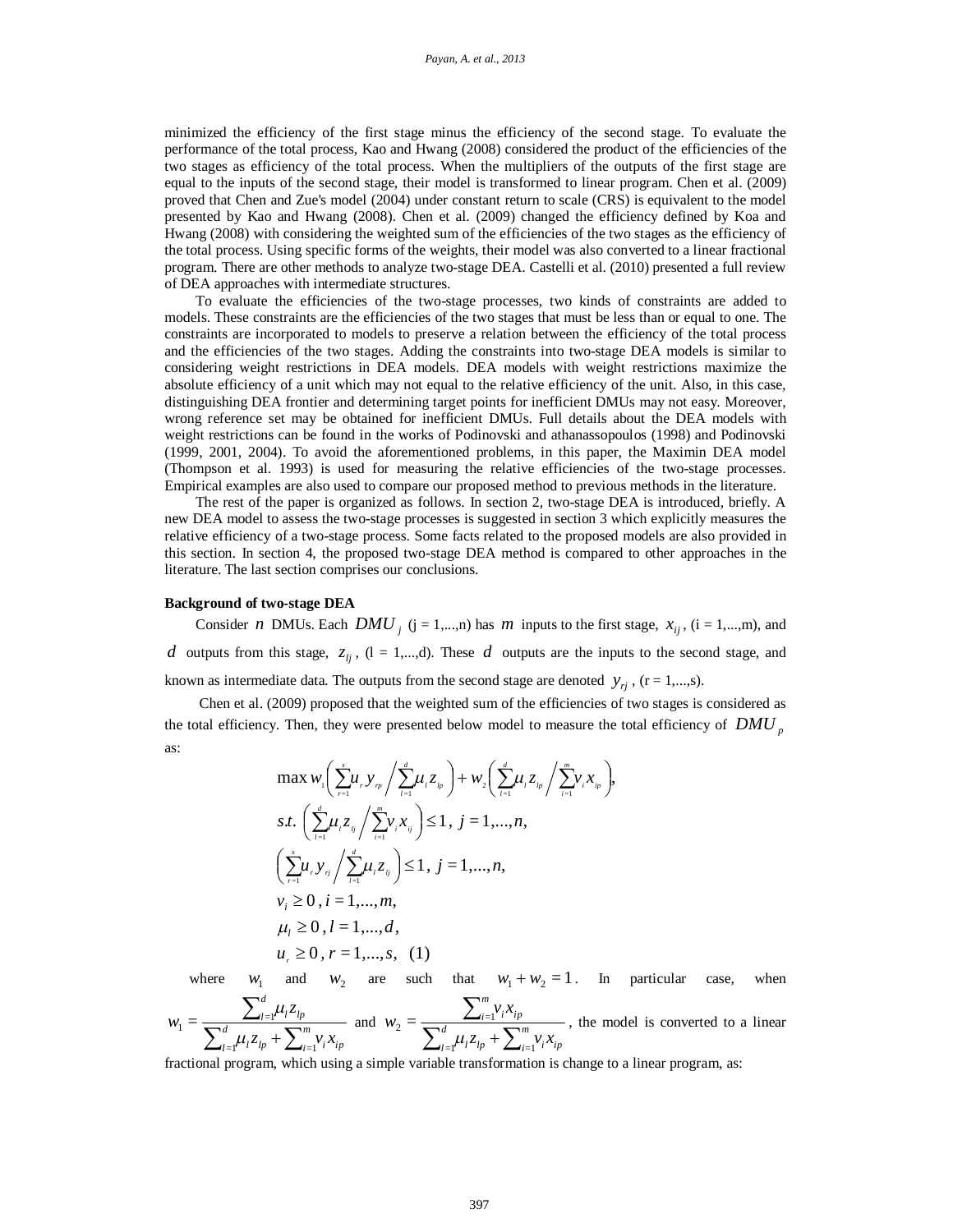minimized the efficiency of the first stage minus the efficiency of the second stage. To evaluate the performance of the total process, Kao and Hwang (2008) considered the product of the efficiencies of the two stages as efficiency of the total process. When the multipliers of the outputs of the first stage are equal to the inputs of the second stage, their model is transformed to linear program. Chen et al. (2009) proved that Chen and Zue's model (2004) under constant return to scale (CRS) is equivalent to the model presented by Kao and Hwang (2008). Chen et al. (2009) changed the efficiency defined by Koa and Hwang (2008) with considering the weighted sum of the efficiencies of the two stages as the efficiency of the total process. Using specific forms of the weights, their model was also converted to a linear fractional program. There are other methods to analyze two-stage DEA. Castelli et al. (2010) presented a full review of DEA approaches with intermediate structures.

To evaluate the efficiencies of the two-stage processes, two kinds of constraints are added to models. These constraints are the efficiencies of the two stages that must be less than or equal to one. The constraints are incorporated to models to preserve a relation between the efficiency of the total process and the efficiencies of the two stages. Adding the constraints into two-stage DEA models is similar to considering weight restrictions in DEA models. DEA models with weight restrictions maximize the absolute efficiency of a unit which may not equal to the relative efficiency of the unit. Also, in this case, distinguishing DEA frontier and determining target points for inefficient DMUs may not easy. Moreover, wrong reference set may be obtained for inefficient DMUs. Full details about the DEA models with weight restrictions can be found in the works of Podinovski and athanassopoulos (1998) and Podinovski (1999, 2001, 2004). To avoid the aforementioned problems, in this paper, the Maximin DEA model (Thompson et al. 1993) is used for measuring the relative efficiencies of the two-stage processes. Empirical examples are also used to compare our proposed method to previous methods in the literature.

The rest of the paper is organized as follows. In section 2, two-stage DEA is introduced, briefly. A new DEA model to assess the two-stage processes is suggested in section 3 which explicitly measures the relative efficiency of a two-stage process. Some facts related to the proposed models are also provided in this section. In section 4, the proposed two-stage DEA method is compared to other approaches in the literature. The last section comprises our conclusions.

## Background of two-stage DEA

Consider $n$ DMUs. Each $DMU_j$ (j = 1,...,n) has $m$ inputs to the first stage, $x_{ij}$, (i = 1,...,m), and $d$ outputs from this stage, $z_{lj}$, (l = 1,...,d). These $d$ outputs are the inputs to the second stage, and known as intermediate data. The outputs from the second stage are denoted $y_{rj}$, (r = 1,...,s).

Chen et al. (2009) proposed that the weighted sum of the efficiencies of two stages is considered as the total efficiency. Then, they were presented below model to measure the total efficiency of $DMU_p$ as:

$$
\begin{aligned}
&\max w_1\left(\sum_{r=1}^{s}u_r y_{rp}\Big/\sum_{l=1}^{d}\mu_l z_{lp}\right)+w_2\left(\sum_{l=1}^{d}\mu_l z_{lp}\Big/\sum_{i=1}^{m}v_i x_{ip}\right),\\
&s.t.\ \left(\sum_{l=1}^{d}\mu_l z_{lj}\Big/\sum_{i=1}^{m}v_i x_{ij}\right)\le 1,\ j=1,...,n,\\
&\left(\sum_{r=1}^{s}u_r y_{rj}\Big/\sum_{l=1}^{d}\mu_l z_{lj}\right)\le 1,\ j=1,...,n,\\
&v_i\ge 0,\ i=1,...,m,\\
&\mu_l\ge 0,\ l=1,...,d,\\
&u_r\ge 0,\ r=1,...,s, \quad (1)
\end{aligned}
$$

where $w_1$ and $w_2$ are such that $w_1+w_2=1$. In particular case, when $w_1=\frac{\sum_{l=1}^{d}\mu_l z_{lp}}{\sum_{l=1}^{d}\mu_l z_{lp}+\sum_{i=1}^{m}v_i x_{ip}}$ and $w_2=\frac{\sum_{i=1}^{m}v_i x_{ip}}{\sum_{l=1}^{d}\mu_l z_{lp}+\sum_{i=1}^{m}v_i x_{ip}}$, the model is converted to a linear fractional program, which using a simple variable transformation is change to a linear program, as: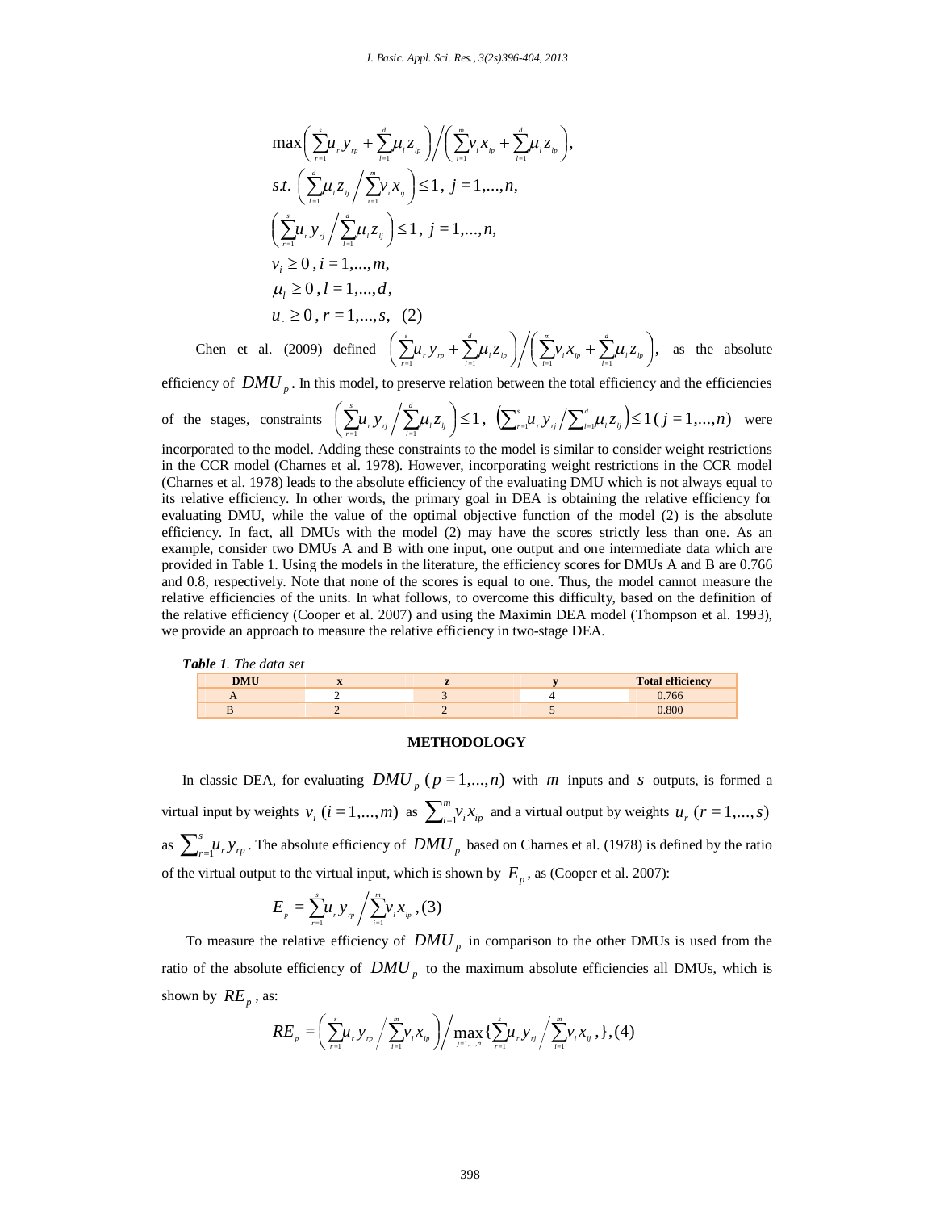$$
\begin{aligned}
&\max\left(\sum_{r=1}^{s}u_r y_{rp}+\sum_{l=1}^{d}\mu_l z_{lp}\right)\Big/\left(\sum_{i=1}^{m}v_i x_{ip}+\sum_{l=1}^{d}\mu_l z_{lp}\right),\\
&s.t.\ \left(\sum_{l=1}^{d}\mu_l z_{lj}\Big/\sum_{i=1}^{m}v_i x_{ij}\right)\le 1,\ j=1,...,n,\\
&\left(\sum_{r=1}^{s}u_r y_{rj}\Big/\sum_{l=1}^{d}\mu_l z_{lj}\right)\le 1,\ j=1,...,n,\\
&v_i\ge 0\,, i=1,...,m,\\
&\mu_l\ge 0\,, l=1,...,d,\\
&u_r\ge 0\,, r=1,...,s,\quad (2)
\end{aligned}
$$

Chen et al. (2009) defined $\left(\sum_{r=1}^{s}u_r y_{rp}+\sum_{l=1}^{d}\mu_l z_{lp}\right)\Big/\left(\sum_{i=1}^{m}v_i x_{ip}+\sum_{l=1}^{d}\mu_l z_{lp}\right)$, as the absolute efficiency of $DMU_p$. In this model, to preserve relation between the total efficiency and the efficiencies of the stages, constraints $\left(\sum_{r=1}^{s}u_r y_{rj}\Big/\sum_{l=1}^{d}\mu_l z_{lj}\right)\le 1$, $\left(\sum_{r=1}^{s}u_r y_{rj}\Big/\sum_{l=1}^{d}\mu_l z_{lj}\right)\le 1\,(j=1,...,n)$ were incorporated to the model. Adding these constraints to the model is similar to consider weight restrictions in the CCR model (Charnes et al. 1978). However, incorporating weight restrictions in the CCR model (Charnes et al. 1978) leads to the absolute efficiency of the evaluating DMU which is not always equal to its relative efficiency. In other words, the primary goal in DEA is obtaining the relative efficiency for evaluating DMU, while the value of the optimal objective function of the model (2) is the absolute efficiency. In fact, all DMUs with the model (2) may have the scores strictly less than one. As an example, consider two DMUs A and B with one input, one output and one intermediate data which are provided in Table 1. Using the models in the literature, the efficiency scores for DMUs A and B are 0.766 and 0.8, respectively. Note that none of the scores is equal to one. Thus, the model cannot measure the relative efficiencies of the units. In what follows, to overcome this difficulty, based on the definition of the relative efficiency (Cooper et al. 2007) and using the Maximin DEA model (Thompson et al. 1993), we provide an approach to measure the relative efficiency in two-stage DEA.

***Table 1**. The data set*

| DMU | x | z | y | Total efficiency |
|---|---|---|---|---|
| A | 2 | 3 | 4 | 0.766 |
| B | 2 | 2 | 5 | 0.800 |

## METHODOLOGY

In classic DEA, for evaluating $DMU_p\ (p=1,...,n)$ with $m$ inputs and $s$ outputs, is formed a virtual input by weights $v_i\ (i=1,...,m)$ as $\sum_{i=1}^{m}v_i x_{ip}$ and a virtual output by weights $u_r\ (r=1,...,s)$ as $\sum_{r=1}^{s}u_r y_{rp}$. The absolute efficiency of $DMU_p$ based on Charnes et al. (1978) is defined by the ratio of the virtual output to the virtual input, which is shown by $E_p$, as (Cooper et al. 2007):

$$
E_p=\sum_{r=1}^{s}u_r y_{rp}\Big/\sum_{i=1}^{m}v_i x_{ip}\,,(3)
$$

To measure the relative efficiency of $DMU_p$ in comparison to the other DMUs is used from the ratio of the absolute efficiency of $DMU_p$ to the maximum absolute efficiencies all DMUs, which is shown by $RE_p$, as:

$$
RE_p=\left(\sum_{r=1}^{s}u_r y_{rp}\Big/\sum_{i=1}^{m}v_i x_{ip}\right)\Big/\max_{j=1,...,n}\{\sum_{r=1}^{s}u_r y_{rj}\Big/\sum_{i=1}^{m}v_i x_{ij}\,,\},(4)
$$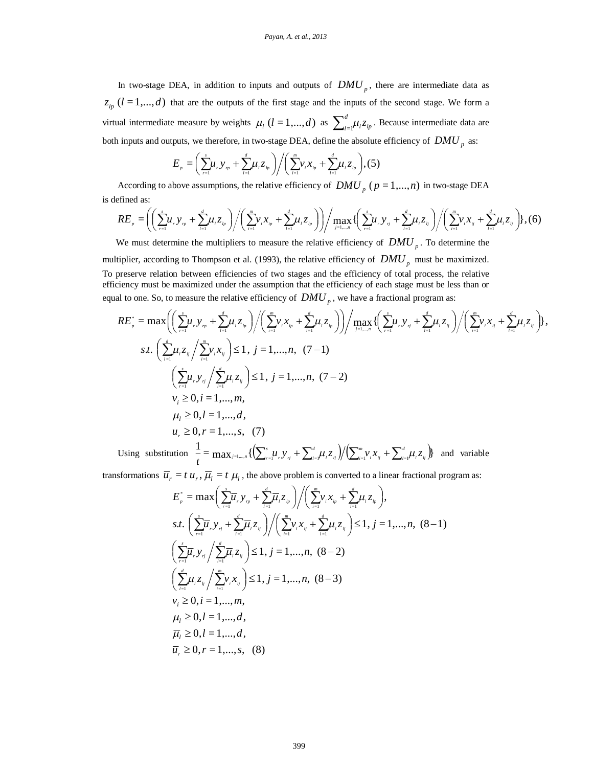In two-stage DEA, in addition to inputs and outputs of $DMU_p$, there are intermediate data as $z_{lp}\ (l=1,...,d)$ that are the outputs of the first stage and the inputs of the second stage. We form a virtual intermediate measure by weights $\mu_l\ (l=1,...,d)$ as $\sum_{l=1}^{d}\mu_l z_{lp}$. Because intermediate data are both inputs and outputs, we therefore, in two-stage DEA, define the absolute efficiency of $DMU_p$ as:

$$E_p = \left(\sum_{r=1}^{s}u_r y_{rp} + \sum_{l=1}^{d}\mu_l z_{lp}\right) \Bigg/ \left(\sum_{i=1}^{m}v_i x_{ip} + \sum_{l=1}^{d}\mu_l z_{lp}\right), (5)$$

According to above assumptions, the relative efficiency of $DMU_p\ (p=1,...,n)$ in two-stage DEA is defined as:

$$RE_p = \left(\left(\sum_{r=1}^{s}u_r y_{rp} + \sum_{l=1}^{d}\mu_l z_{lp}\right) \Bigg/ \left(\sum_{i=1}^{m}v_i x_{ip} + \sum_{l=1}^{d}\mu_l z_{lp}\right)\right) \Bigg/ \max_{j=1,...,n}\left\{\left(\sum_{r=1}^{s}u_r y_{rj} + \sum_{l=1}^{d}\mu_l z_{lj}\right) \Bigg/ \left(\sum_{i=1}^{m}v_i x_{ij} + \sum_{l=1}^{d}\mu_l z_{lj}\right)\right\}, (6)$$

We must determine the multipliers to measure the relative efficiency of $DMU_p$. To determine the multiplier, according to Thompson et al. (1993), the relative efficiency of $DMU_p$ must be maximized. To preserve relation between efficiencies of two stages and the efficiency of total process, the relative efficiency must be maximized under the assumption that the efficiency of each stage must be less than or equal to one. So, to measure the relative efficiency of $DMU_p$, we have a fractional program as:

$$
\begin{aligned}
RE_p^* = \max & \left(\left(\sum_{r=1}^{s}u_r y_{rp} + \sum_{l=1}^{d}\mu_l z_{lp}\right) \Bigg/ \left(\sum_{i=1}^{m}v_i x_{ip} + \sum_{l=1}^{d}\mu_l z_{lp}\right)\right) \Bigg/ \max_{j=1,...,n}\left\{\left(\sum_{r=1}^{s}u_r y_{rj} + \sum_{l=1}^{d}\mu_l z_{lj}\right) \Bigg/ \left(\sum_{i=1}^{m}v_i x_{ij} + \sum_{l=1}^{d}\mu_l z_{lj}\right)\right\}, \\
s.t. & \left(\sum_{l=1}^{d}\mu_l z_{lj} \Bigg/ \sum_{i=1}^{m}v_i x_{ij}\right) \le 1,\ j=1,...,n,\ \ (7-1) \\
& \left(\sum_{r=1}^{s}u_r y_{rj} \Bigg/ \sum_{l=1}^{d}\mu_l z_{lj}\right) \le 1,\ j=1,...,n,\ \ (7-2) \\
& v_i \ge 0, i=1,...,m, \\
& \mu_l \ge 0, l=1,...,d, \\
& u_r \ge 0, r=1,...,s,\ \ (7)
\end{aligned}
$$

Using substitution $\frac{1}{t} = \max_{j=1,...,n}\left\{\left(\sum_{r=1}^{s}u_r y_{rj} + \sum_{l=1}^{d}\mu_l z_{lj}\right) \Big/ \left(\sum_{i=1}^{m}v_i x_{ij} + \sum_{l=1}^{d}\mu_l z_{lj}\right)\right\}$ and variable transformations $\overline{u}_r = t\,u_r$, $\overline{\mu}_l = t\,\mu_l$, the above problem is converted to a linear fractional program as:

$$
\begin{aligned}
& E_p^* = \max\left(\sum_{r=1}^{s}\overline{u}_r y_{rp} + \sum_{l=1}^{d}\overline{\mu}_l z_{lp}\right) \Bigg/ \left(\sum_{i=1}^{m}v_i x_{ip} + \sum_{l=1}^{d}\mu_l z_{lp}\right), \\
& s.t. \left(\sum_{r=1}^{s}\overline{u}_r y_{rj} + \sum_{l=1}^{d}\overline{\mu}_l z_{lj}\right) \Bigg/ \left(\sum_{i=1}^{m}v_i x_{ij} + \sum_{l=1}^{d}\mu_l z_{lj}\right) \le 1,\ j=1,...,n,\ (8-1) \\
& \left(\sum_{r=1}^{s}\overline{u}_r y_{rj} \Bigg/ \sum_{l=1}^{d}\overline{\mu}_l z_{lj}\right) \le 1,\ j=1,...,n,\ (8-2) \\
& \left(\sum_{l=1}^{d}\mu_l z_{lj} \Bigg/ \sum_{i=1}^{m}v_i x_{ij}\right) \le 1,\ j=1,...,n,\ (8-3) \\
& v_i \ge 0, i=1,...,m, \\
& \mu_l \ge 0, l=1,...,d, \\
& \overline{\mu}_l \ge 0, l=1,...,d, \\
& \overline{u}_r \ge 0, r=1,...,s,\ \ (8)
\end{aligned}
$$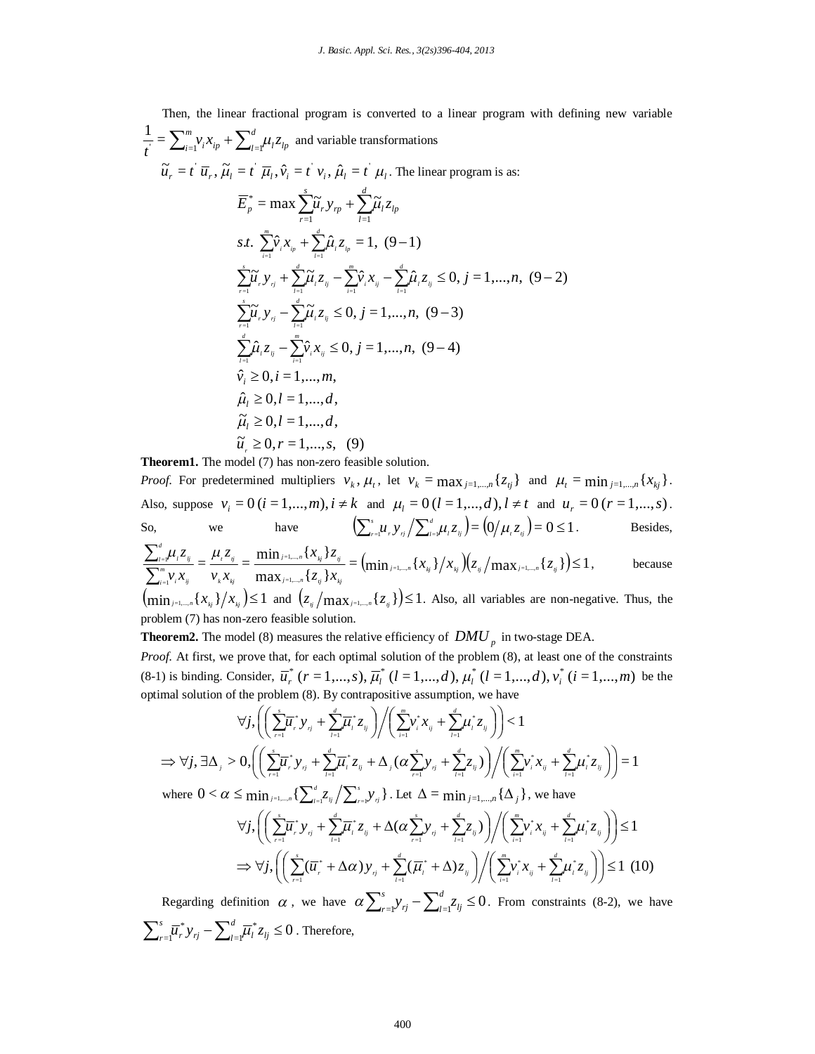Then, the linear fractional program is converted to a linear program with defining new variable $\frac{1}{t'} = \sum_{i=1}^{m} v_i x_{ip} + \sum_{l=1}^{d} \mu_l z_{lp}$ and variable transformations

$\tilde{u}_r = t' \, \overline{u}_r$, $\tilde{\mu}_l = t' \, \overline{\mu}_l$, $\hat{v}_i = t' \, v_i$, $\hat{\mu}_l = t' \, \mu_l$. The linear program is as:

$$
\begin{aligned}
&\overline{E}_p^* = \max \sum_{r=1}^{s} \tilde{u}_r y_{rp} + \sum_{l=1}^{d} \tilde{\mu}_l z_{lp} \\
&s.t. \ \sum_{i=1}^{m} \hat{v}_i x_{ip} + \sum_{l=1}^{d} \hat{\mu}_l z_{lp} = 1, \ (9-1) \\
&\sum_{r=1}^{s} \tilde{u}_r y_{rj} + \sum_{l=1}^{d} \tilde{\mu}_l z_{lj} - \sum_{i=1}^{m} \hat{v}_i x_{ij} - \sum_{l=1}^{d} \hat{\mu}_l z_{lj} \le 0, \ j = 1,...,n, \ (9-2) \\
&\sum_{r=1}^{s} \tilde{u}_r y_{rj} - \sum_{l=1}^{d} \tilde{\mu}_l z_{lj} \le 0, \ j = 1,...,n, \ (9-3) \\
&\sum_{l=1}^{d} \hat{\mu}_l z_{lj} - \sum_{i=1}^{m} \hat{v}_i x_{ij} \le 0, \ j = 1,...,n, \ (9-4) \\
&\hat{v}_i \ge 0, i = 1,...,m, \\
&\hat{\mu}_l \ge 0, l = 1,...,d, \\
&\tilde{\mu}_l \ge 0, l = 1,...,d, \\
&\tilde{u}_r \ge 0, r = 1,...,s, \ \ (9)
\end{aligned}
$$

**Theorem1.** The model (7) has non-zero feasible solution.

*Proof.* For predetermined multipliers $v_k, \mu_t$, let $v_k = \max_{j=1,...,n}\{z_{tj}\}$ and $\mu_t = \min_{j=1,...,n}\{x_{kj}\}$. Also, suppose $v_i = 0 \ (i = 1,...,m), i \ne k$ and $\mu_l = 0 \ (l = 1,...,d), l \ne t$ and $u_r = 0 \ (r = 1,...,s)$. So, we have $\left(\sum_{r=1}^{s} u_r y_{rj} \Big/ \sum_{l=1}^{d} \mu_l z_{lj}\right) = \left(0 / \mu_t z_{tj}\right) = 0 \le 1$. Besides, $\frac{\sum_{l=1}^{d} \mu_l z_{lj}}{\sum_{i=1}^{m} v_i x_{ij}} = \frac{\mu_t z_{tj}}{v_k x_{kj}} = \frac{\min_{j=1,...,n}\{x_{kj}\} z_{tj}}{\max_{j=1,...,n}\{z_{tj}\} x_{kj}} = \left(\min_{j=1,...,n}\{x_{kj}\} / x_{kj}\right)\left(z_{tj} / \max_{j=1,...,n}\{z_{tj}\}\right) \le 1$, because $\left(\min_{j=1,...,n}\{x_{kj}\} / x_{kj}\right) \le 1$ and $\left(z_{tj} / \max_{j=1,...,n}\{z_{tj}\}\right) \le 1$. Also, all variables are non-negative. Thus, the problem (7) has non-zero feasible solution.

**Theorem2.** The model (8) measures the relative efficiency of $DMU_p$ in two-stage DEA.

*Proof.* At first, we prove that, for each optimal solution of the problem (8), at least one of the constraints (8-1) is binding. Consider, $\overline{u}_r^* \ (r = 1,...,s), \overline{\mu}_l^* \ (l = 1,...,d), \mu_l^* \ (l = 1,...,d), v_i^* \ (i = 1,...,m)$ be the optimal solution of the problem (8). By contrapositive assumption, we have

$$
\forall j, \left( \left( \sum_{r=1}^{s} \overline{u}_r^* y_{rj} + \sum_{l=1}^{d} \overline{\mu}_l^* z_{lj} \right) \Big/ \left( \sum_{i=1}^{m} v_i^* x_{ij} + \sum_{l=1}^{d} \mu_l^* z_{lj} \right) \right) < 1
$$

$$
\Rightarrow \forall j, \exists \Delta_j > 0, \left( \left( \sum_{r=1}^{s} \overline{u}_r^* y_{rj} + \sum_{l=1}^{d} \overline{\mu}_l^* z_{lj} + \Delta_j (\alpha \sum_{r=1}^{s} y_{rj} + \sum_{l=1}^{d} z_{lj}) \right) \Big/ \left( \sum_{i=1}^{m} v_i^* x_{ij} + \sum_{l=1}^{d} \mu_l^* z_{lj} \right) \right) = 1
$$

where $0 < \alpha \le \min_{j=1,...,n}\{\sum_{l=1}^{d} z_{lj} / \sum_{r=1}^{s} y_{rj}\}$. Let $\Delta = \min_{j=1,...,n}\{\Delta_j\}$, we have

$$
\forall j, \left( \left( \sum_{r=1}^{s} \overline{u}_r^* y_{rj} + \sum_{l=1}^{d} \overline{\mu}_l^* z_{lj} + \Delta (\alpha \sum_{r=1}^{s} y_{rj} + \sum_{l=1}^{d} z_{lj}) \right) \Big/ \left( \sum_{i=1}^{m} v_i^* x_{ij} + \sum_{l=1}^{d} \mu_l^* z_{lj} \right) \right) \le 1
$$

$$
\Rightarrow \forall j, \left( \left( \sum_{r=1}^{s} (\overline{u}_r^* + \Delta\alpha) y_{rj} + \sum_{l=1}^{d} (\overline{\mu}_l^* + \Delta) z_{lj} \right) \Big/ \left( \sum_{i=1}^{m} v_i^* x_{ij} + \sum_{l=1}^{d} \mu_l^* z_{lj} \right) \right) \le 1 \ \ (10)
$$

Regarding definition $\alpha$, we have $\alpha \sum_{r=1}^{s} y_{rj} - \sum_{l=1}^{d} z_{lj} \le 0$. From constraints (8-2), we have $\sum_{r=1}^{s} \overline{u}_r^* y_{rj} - \sum_{l=1}^{d} \overline{\mu}_l^* z_{lj} \le 0$. Therefore,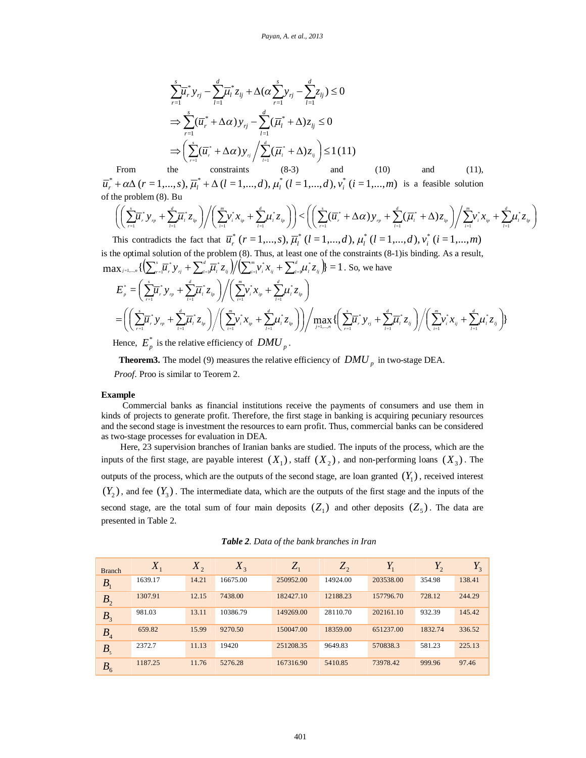$$\sum_{r=1}^{s}\overline{u}_r^* y_{rj} - \sum_{l=1}^{d}\overline{\mu}_l^* z_{lj} + \Delta(\alpha\sum_{r=1}^{s} y_{rj} - \sum_{l=1}^{d} z_{lj}) \le 0$$

$$\Rightarrow \sum_{r=1}^{s}(\overline{u}_r^* + \Delta\alpha) y_{rj} - \sum_{l=1}^{d}(\overline{\mu}_l^* + \Delta) z_{lj} \le 0$$

$$\Rightarrow \left(\sum_{r=1}^{s}(\overline{u}_r^* + \Delta\alpha) y_{rj} \Big/ \sum_{l=1}^{d}(\overline{\mu}_l^* + \Delta) z_{lj}\right) \le 1 \quad (11)$$

From the constraints (8-3) and (10) and (11), $\overline{u}_r^* + \alpha\Delta\ (r = 1,...,s), \overline{\mu}_l^* + \Delta\ (l = 1,...,d), \mu_l^*\ (l = 1,...,d), v_i^*\ (i = 1,...,m)$ is a feasible solution of the problem (8). Bu

$$\left(\left(\sum_{r=1}^{s}\overline{u}_r^* y_{rp} + \sum_{l=1}^{d}\overline{\mu}_l^* z_{lp}\right) \Big/ \left(\sum_{i=1}^{m} v_i^* x_{ip} + \sum_{l=1}^{d}\mu_l^* z_{lp}\right)\right) < \left(\left(\sum_{r=1}^{s}(\overline{u}_r^* + \Delta\alpha) y_{rp} + \sum_{l=1}^{d}(\overline{\mu}_l^* + \Delta) z_{lp}\right) \Big/ \sum_{i=1}^{m} v_i^* x_{ip} + \sum_{l=1}^{d}\mu_l^* z_{lp}\right)$$

This contradicts the fact that $\overline{u}_r^*\ (r = 1,...,s), \overline{\mu}_l^*\ (l = 1,...,d), \mu_l^*\ (l = 1,...,d), v_i^*\ (i = 1,...,m)$ is the optimal solution of the problem (8). Thus, at least one of the constraints (8-1)is binding. As a result, $\max_{j=1,...,n}\{\left(\sum_{r=1}^{s}\overline{u}_r^* y_{rj} + \sum_{l=1}^{d}\overline{\mu}_l^* z_{lj}\right) / \left(\sum_{i=1}^{m} v_i^* x_{ij} + \sum_{l=1}^{d}\mu_l^* z_{lj}\right)\} = 1$. So, we have

$$E_p^* = \left(\sum_{r=1}^{s}\overline{u}_r^* y_{rp} + \sum_{l=1}^{d}\overline{\mu}_l^* z_{lp}\right) \Big/ \left(\sum_{i=1}^{m} v_i^* x_{ip} + \sum_{l=1}^{d}\mu_l^* z_{lp}\right)$$

$$= \left(\left(\sum_{r=1}^{s}\overline{u}_r^* y_{rp} + \sum_{l=1}^{d}\overline{\mu}_l^* z_{lp}\right) \Big/ \left(\sum_{i=1}^{m} v_i^* x_{ip} + \sum_{l=1}^{d}\mu_l^* z_{lp}\right)\right) \Big/ \max_{j=1,...,n}\left\{\left(\sum_{r=1}^{s}\overline{u}_r^* y_{rj} + \sum_{l=1}^{d}\overline{\mu}_l^* z_{lj}\right) \Big/ \left(\sum_{i=1}^{m} v_i^* x_{ij} + \sum_{l=1}^{d}\mu_l^* z_{lj}\right)\right\}$$

Hence, $E_p^*$ is the relative efficiency of $DMU_p$.

**Theorem3.** The model (9) measures the relative efficiency of $DMU_p$ in two-stage DEA.

*Proof*. Proo is similar to Teorem 2.

**Example**

Commercial banks as financial institutions receive the payments of consumers and use them in kinds of projects to generate profit. Therefore, the first stage in banking is acquiring pecuniary resources and the second stage is investment the resources to earn profit. Thus, commercial banks can be considered as two-stage processes for evaluation in DEA.

Here, 23 supervision branches of Iranian banks are studied. The inputs of the process, which are the inputs of the first stage, are payable interest $(X_1)$, staff $(X_2)$, and non-performing loans $(X_3)$. The outputs of the process, which are the outputs of the second stage, are loan granted $(Y_1)$, received interest $(Y_2)$, and fee $(Y_3)$. The intermediate data, which are the outputs of the first stage and the inputs of the second stage, are the total sum of four main deposits $(Z_1)$ and other deposits $(Z_5)$. The data are presented in Table 2.

***Table 2**. Data of the bank branches in Iran*

| Branch | $X_1$ | $X_2$ | $X_3$ | $Z_1$ | $Z_2$ | $Y_1$ | $Y_2$ | $Y_3$ |
|---|---|---|---|---|---|---|---|---|
| $B_1$ | 1639.17 | 14.21 | 16675.00 | 250952.00 | 14924.00 | 203538.00 | 354.98 | 138.41 |
| $B_2$ | 1307.91 | 12.15 | 7438.00 | 182427.10 | 12188.23 | 157796.70 | 728.12 | 244.29 |
| $B_3$ | 981.03 | 13.11 | 10386.79 | 149269.00 | 28110.70 | 202161.10 | 932.39 | 145.42 |
| $B_4$ | 659.82 | 15.99 | 9270.50 | 150047.00 | 18359.00 | 651237.00 | 1832.74 | 336.52 |
| $B_5$ | 2372.7 | 11.13 | 19420 | 251208.35 | 9649.83 | 570838.3 | 581.23 | 225.13 |
| $B_6$ | 1187.25 | 11.76 | 5276.28 | 167316.90 | 5410.85 | 73978.42 | 999.96 | 97.46 |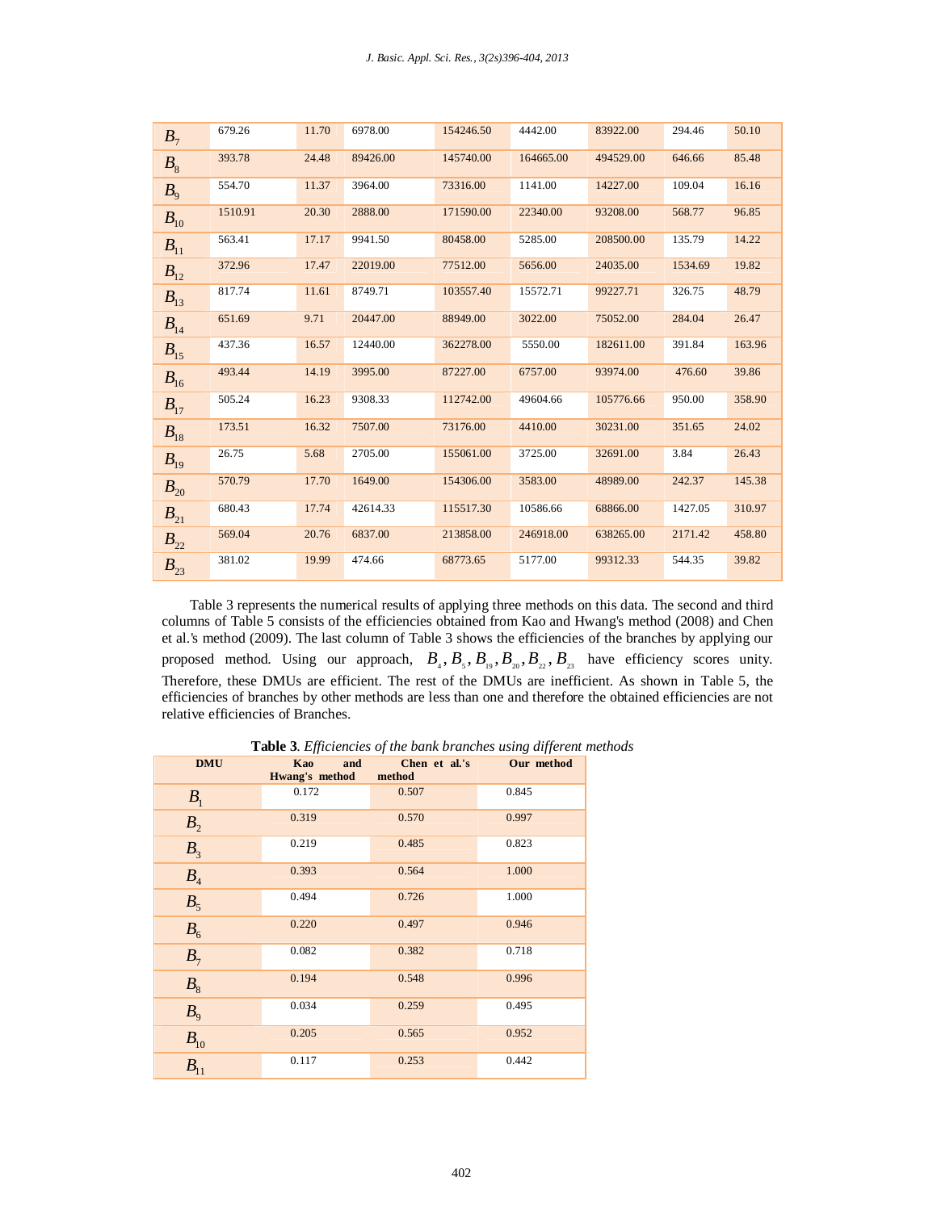| | | | | | | | | |
|---|---|---|---|---|---|---|---|---|
| $B_7$ | 679.26 | 11.70 | 6978.00 | 154246.50 | 4442.00 | 83922.00 | 294.46 | 50.10 |
| $B_8$ | 393.78 | 24.48 | 89426.00 | 145740.00 | 164665.00 | 494529.00 | 646.66 | 85.48 |
| $B_9$ | 554.70 | 11.37 | 3964.00 | 73316.00 | 1141.00 | 14227.00 | 109.04 | 16.16 |
| $B_{10}$ | 1510.91 | 20.30 | 2888.00 | 171590.00 | 22340.00 | 93208.00 | 568.77 | 96.85 |
| $B_{11}$ | 563.41 | 17.17 | 9941.50 | 80458.00 | 5285.00 | 208500.00 | 135.79 | 14.22 |
| $B_{12}$ | 372.96 | 17.47 | 22019.00 | 77512.00 | 5656.00 | 24035.00 | 1534.69 | 19.82 |
| $B_{13}$ | 817.74 | 11.61 | 8749.71 | 103557.40 | 15572.71 | 99227.71 | 326.75 | 48.79 |
| $B_{14}$ | 651.69 | 9.71 | 20447.00 | 88949.00 | 3022.00 | 75052.00 | 284.04 | 26.47 |
| $B_{15}$ | 437.36 | 16.57 | 12440.00 | 362278.00 | 5550.00 | 182611.00 | 391.84 | 163.96 |
| $B_{16}$ | 493.44 | 14.19 | 3995.00 | 87227.00 | 6757.00 | 93974.00 | 476.60 | 39.86 |
| $B_{17}$ | 505.24 | 16.23 | 9308.33 | 112742.00 | 49604.66 | 105776.66 | 950.00 | 358.90 |
| $B_{18}$ | 173.51 | 16.32 | 7507.00 | 73176.00 | 4410.00 | 30231.00 | 351.65 | 24.02 |
| $B_{19}$ | 26.75 | 5.68 | 2705.00 | 155061.00 | 3725.00 | 32691.00 | 3.84 | 26.43 |
| $B_{20}$ | 570.79 | 17.70 | 1649.00 | 154306.00 | 3583.00 | 48989.00 | 242.37 | 145.38 |
| $B_{21}$ | 680.43 | 17.74 | 42614.33 | 115517.30 | 10586.66 | 68866.00 | 1427.05 | 310.97 |
| $B_{22}$ | 569.04 | 20.76 | 6837.00 | 213858.00 | 246918.00 | 638265.00 | 2171.42 | 458.80 |
| $B_{23}$ | 381.02 | 19.99 | 474.66 | 68773.65 | 5177.00 | 99312.33 | 544.35 | 39.82 |

Table 3 represents the numerical results of applying three methods on this data. The second and third columns of Table 5 consists of the efficiencies obtained from Kao and Hwang's method (2008) and Chen et al.'s method (2009). The last column of Table 3 shows the efficiencies of the branches by applying our proposed method. Using our approach, $B_4, B_5, B_{19}, B_{20}, B_{22}, B_{23}$ have efficiency scores unity. Therefore, these DMUs are efficient. The rest of the DMUs are inefficient. As shown in Table 5, the efficiencies of branches by other methods are less than one and therefore the obtained efficiencies are not relative efficiencies of Branches.

**Table 3**. *Efficiencies of the bank branches using different methods*

| DMU | Kao and Hwang's method | Chen et al.'s method | Our method |
|---|---|---|---|
| $B_1$ | 0.172 | 0.507 | 0.845 |
| $B_2$ | 0.319 | 0.570 | 0.997 |
| $B_3$ | 0.219 | 0.485 | 0.823 |
| $B_4$ | 0.393 | 0.564 | 1.000 |
| $B_5$ | 0.494 | 0.726 | 1.000 |
| $B_6$ | 0.220 | 0.497 | 0.946 |
| $B_7$ | 0.082 | 0.382 | 0.718 |
| $B_8$ | 0.194 | 0.548 | 0.996 |
| $B_9$ | 0.034 | 0.259 | 0.495 |
| $B_{10}$ | 0.205 | 0.565 | 0.952 |
| $B_{11}$ | 0.117 | 0.253 | 0.442 |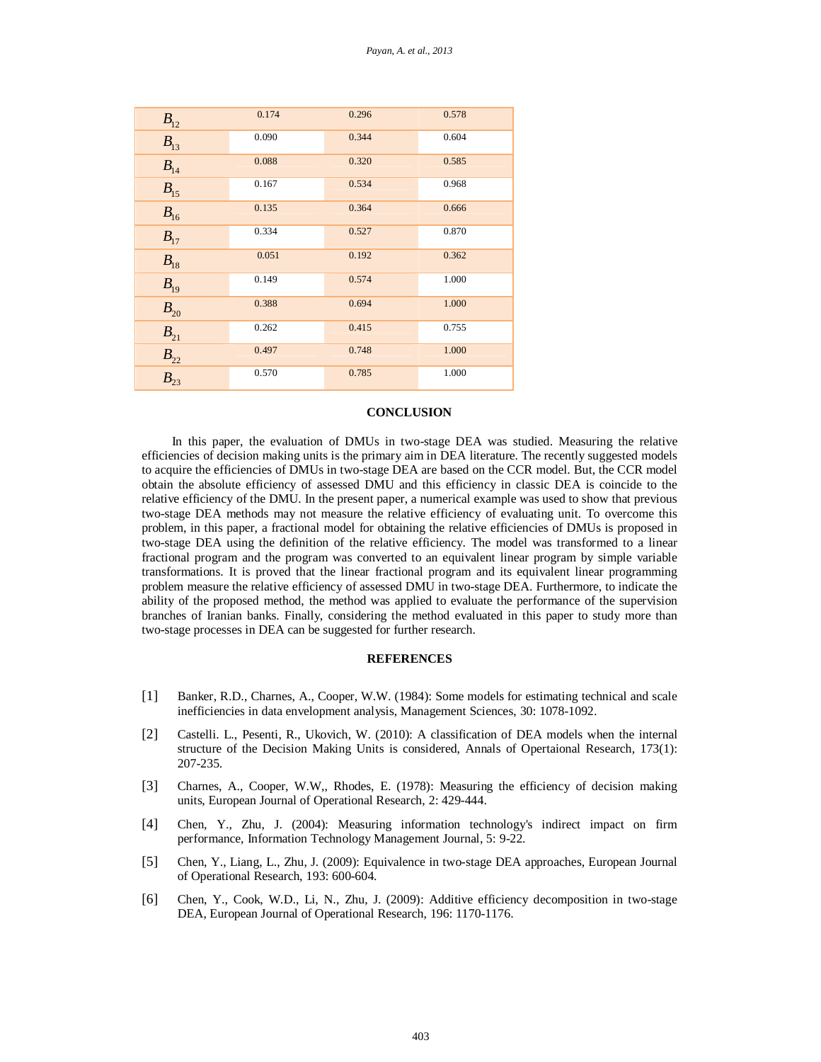|  |  |  |  |
|---|---|---|---|
| $B_{12}$ | 0.174 | 0.296 | 0.578 |
| $B_{13}$ | 0.090 | 0.344 | 0.604 |
| $B_{14}$ | 0.088 | 0.320 | 0.585 |
| $B_{15}$ | 0.167 | 0.534 | 0.968 |
| $B_{16}$ | 0.135 | 0.364 | 0.666 |
| $B_{17}$ | 0.334 | 0.527 | 0.870 |
| $B_{18}$ | 0.051 | 0.192 | 0.362 |
| $B_{19}$ | 0.149 | 0.574 | 1.000 |
| $B_{20}$ | 0.388 | 0.694 | 1.000 |
| $B_{21}$ | 0.262 | 0.415 | 0.755 |
| $B_{22}$ | 0.497 | 0.748 | 1.000 |
| $B_{23}$ | 0.570 | 0.785 | 1.000 |

## CONCLUSION

In this paper, the evaluation of DMUs in two-stage DEA was studied. Measuring the relative efficiencies of decision making units is the primary aim in DEA literature. The recently suggested models to acquire the efficiencies of DMUs in two-stage DEA are based on the CCR model. But, the CCR model obtain the absolute efficiency of assessed DMU and this efficiency in classic DEA is coincide to the relative efficiency of the DMU. In the present paper, a numerical example was used to show that previous two-stage DEA methods may not measure the relative efficiency of evaluating unit. To overcome this problem, in this paper, a fractional model for obtaining the relative efficiencies of DMUs is proposed in two-stage DEA using the definition of the relative efficiency. The model was transformed to a linear fractional program and the program was converted to an equivalent linear program by simple variable transformations. It is proved that the linear fractional program and its equivalent linear programming problem measure the relative efficiency of assessed DMU in two-stage DEA. Furthermore, to indicate the ability of the proposed method, the method was applied to evaluate the performance of the supervision branches of Iranian banks. Finally, considering the method evaluated in this paper to study more than two-stage processes in DEA can be suggested for further research.

## REFERENCES

[1] Banker, R.D., Charnes, A., Cooper, W.W. (1984): Some models for estimating technical and scale inefficiencies in data envelopment analysis, Management Sciences, 30: 1078-1092.

[2] Castelli. L., Pesenti, R., Ukovich, W. (2010): A classification of DEA models when the internal structure of the Decision Making Units is considered, Annals of Opertaional Research, 173(1): 207-235.

[3] Charnes, A., Cooper, W.W,, Rhodes, E. (1978): Measuring the efficiency of decision making units, European Journal of Operational Research, 2: 429-444.

[4] Chen, Y., Zhu, J. (2004): Measuring information technology's indirect impact on firm performance, Information Technology Management Journal, 5: 9-22.

[5] Chen, Y., Liang, L., Zhu, J. (2009): Equivalence in two-stage DEA approaches, European Journal of Operational Research, 193: 600-604.

[6] Chen, Y., Cook, W.D., Li, N., Zhu, J. (2009): Additive efficiency decomposition in two-stage DEA, European Journal of Operational Research, 196: 1170-1176.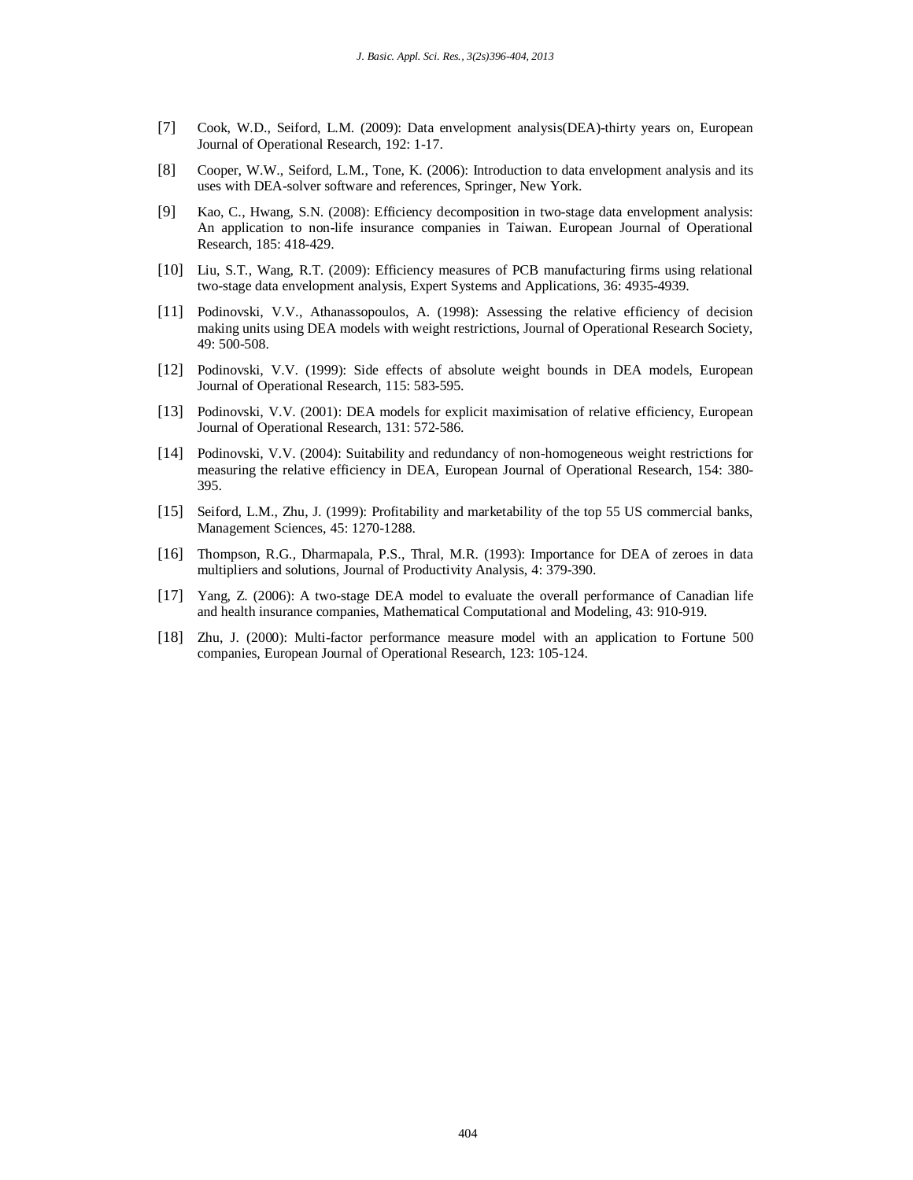[7] Cook, W.D., Seiford, L.M. (2009): Data envelopment analysis(DEA)-thirty years on, European Journal of Operational Research, 192: 1-17.

[8] Cooper, W.W., Seiford, L.M., Tone, K. (2006): Introduction to data envelopment analysis and its uses with DEA-solver software and references, Springer, New York.

[9] Kao, C., Hwang, S.N. (2008): Efficiency decomposition in two-stage data envelopment analysis: An application to non-life insurance companies in Taiwan. European Journal of Operational Research, 185: 418-429.

[10] Liu, S.T., Wang, R.T. (2009): Efficiency measures of PCB manufacturing firms using relational two-stage data envelopment analysis, Expert Systems and Applications, 36: 4935-4939.

[11] Podinovski, V.V., Athanassopoulos, A. (1998): Assessing the relative efficiency of decision making units using DEA models with weight restrictions, Journal of Operational Research Society, 49: 500-508.

[12] Podinovski, V.V. (1999): Side effects of absolute weight bounds in DEA models, European Journal of Operational Research, 115: 583-595.

[13] Podinovski, V.V. (2001): DEA models for explicit maximisation of relative efficiency, European Journal of Operational Research, 131: 572-586.

[14] Podinovski, V.V. (2004): Suitability and redundancy of non-homogeneous weight restrictions for measuring the relative efficiency in DEA, European Journal of Operational Research, 154: 380-395.

[15] Seiford, L.M., Zhu, J. (1999): Profitability and marketability of the top 55 US commercial banks, Management Sciences, 45: 1270-1288.

[16] Thompson, R.G., Dharmapala, P.S., Thral, M.R. (1993): Importance for DEA of zeroes in data multipliers and solutions, Journal of Productivity Analysis, 4: 379-390.

[17] Yang, Z. (2006): A two-stage DEA model to evaluate the overall performance of Canadian life and health insurance companies, Mathematical Computational and Modeling, 43: 910-919.

[18] Zhu, J. (2000): Multi-factor performance measure model with an application to Fortune 500 companies, European Journal of Operational Research, 123: 105-124.